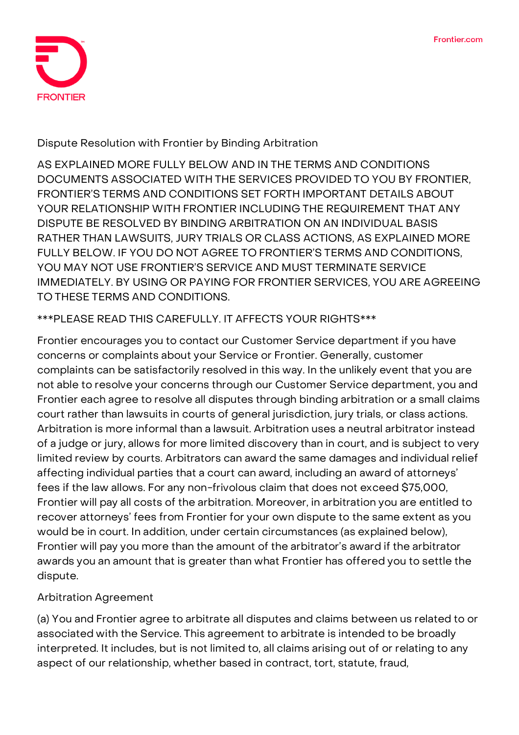# Dispute Resolution with Frontier by Binding Arbitration

AS EXPLAINED MORE FULLY BELOW AND IN THE TERMS AND CONDITIONS DOCUMENTS ASSOCIATED WITH THE SERVICES PROVIDED TO YOU BY FRONTIER, FRONTIER'S TERMS AND CONDITIONS SET FORTH IMPORTANT DETAILS ABOUT YOUR RELATIONSHIP WITH FRONTIER INCLUDING THE REQUIREMENT THAT ANY DISPUTE BE RESOLVED BY BINDING ARBITRATION ON AN INDIVIDUAL BASIS RATHER THAN LAWSUITS, JURY TRIALS OR CLASS ACTIONS, AS EXPLAINED MORE FULLY BELOW. IF YOU DO NOT AGREE TO FRONTIER'S TERMS AND CONDITIONS, YOU MAY NOT USE FRONTIER'S SERVICE AND MUST TERMINATE SERVICE IMMEDIATELY. BY USING OR PAYING FOR FRONTIER SERVICES, YOU ARE AGREEING TO THESE TERMS AND CONDITIONS.

***PLEASE READ THIS CAREFULLY. IT AFFECTS YOUR RIGHTS***

Frontier encourages you to contact our Customer Service department if you have concerns or complaints about your Service or Frontier. Generally, customer complaints can be satisfactorily resolved in this way. In the unlikely event that you are not able to resolve your concerns through our Customer Service department, you and Frontier each agree to resolve all disputes through binding arbitration or a small claims court rather than lawsuits in courts of general jurisdiction, jury trials, or class actions. Arbitration is more informal than a lawsuit. Arbitration uses a neutral arbitrator instead of a judge or jury, allows for more limited discovery than in court, and is subject to very limited review by courts. Arbitrators can award the same damages and individual relief affecting individual parties that a court can award, including an award of attorneys' fees if the law allows. For any non-frivolous claim that does not exceed $75,000, Frontier will pay all costs of the arbitration. Moreover, in arbitration you are entitled to recover attorneys' fees from Frontier for your own dispute to the same extent as you would be in court. In addition, under certain circumstances (as explained below), Frontier will pay you more than the amount of the arbitrator's award if the arbitrator awards you an amount that is greater than what Frontier has offered you to settle the dispute.

## Arbitration Agreement

(a) You and Frontier agree to arbitrate all disputes and claims between us related to or associated with the Service. This agreement to arbitrate is intended to be broadly interpreted. It includes, but is not limited to, all claims arising out of or relating to any aspect of our relationship, whether based in contract, tort, statute, fraud,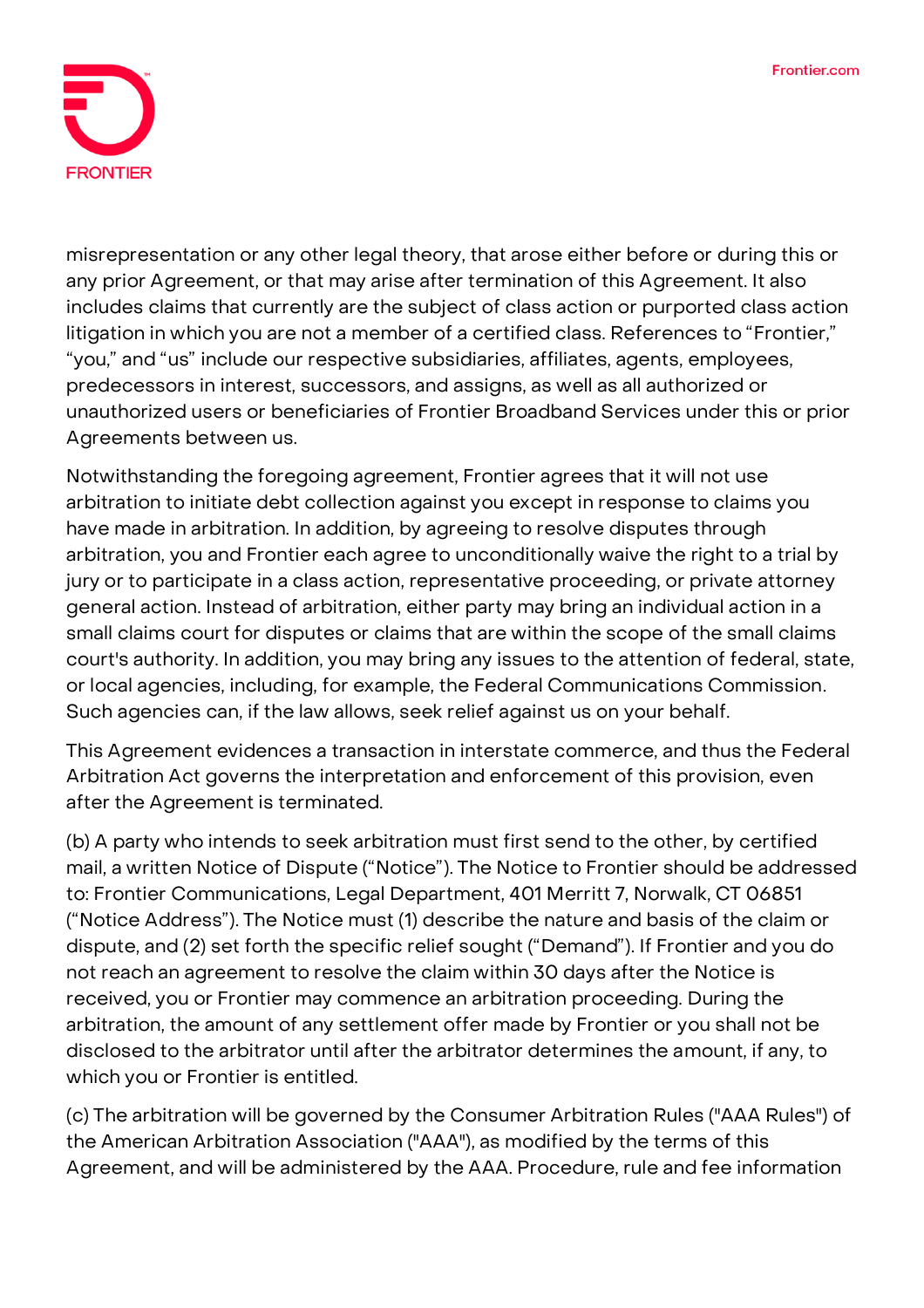misrepresentation or any other legal theory, that arose either before or during this or any prior Agreement, or that may arise after termination of this Agreement. It also includes claims that currently are the subject of class action or purported class action litigation in which you are not a member of a certified class. References to "Frontier," "you," and "us" include our respective subsidiaries, affiliates, agents, employees, predecessors in interest, successors, and assigns, as well as all authorized or unauthorized users or beneficiaries of Frontier Broadband Services under this or prior Agreements between us.

Notwithstanding the foregoing agreement, Frontier agrees that it will not use arbitration to initiate debt collection against you except in response to claims you have made in arbitration. In addition, by agreeing to resolve disputes through arbitration, you and Frontier each agree to unconditionally waive the right to a trial by jury or to participate in a class action, representative proceeding, or private attorney general action. Instead of arbitration, either party may bring an individual action in a small claims court for disputes or claims that are within the scope of the small claims court's authority. In addition, you may bring any issues to the attention of federal, state, or local agencies, including, for example, the Federal Communications Commission. Such agencies can, if the law allows, seek relief against us on your behalf.

This Agreement evidences a transaction in interstate commerce, and thus the Federal Arbitration Act governs the interpretation and enforcement of this provision, even after the Agreement is terminated.

(b) A party who intends to seek arbitration must first send to the other, by certified mail, a written Notice of Dispute ("Notice"). The Notice to Frontier should be addressed to: Frontier Communications, Legal Department, 401 Merritt 7, Norwalk, CT 06851 ("Notice Address"). The Notice must (1) describe the nature and basis of the claim or dispute, and (2) set forth the specific relief sought ("Demand"). If Frontier and you do not reach an agreement to resolve the claim within 30 days after the Notice is received, you or Frontier may commence an arbitration proceeding. During the arbitration, the amount of any settlement offer made by Frontier or you shall not be disclosed to the arbitrator until after the arbitrator determines the amount, if any, to which you or Frontier is entitled.

(c) The arbitration will be governed by the Consumer Arbitration Rules ("AAA Rules") of the American Arbitration Association ("AAA"), as modified by the terms of this Agreement, and will be administered by the AAA. Procedure, rule and fee information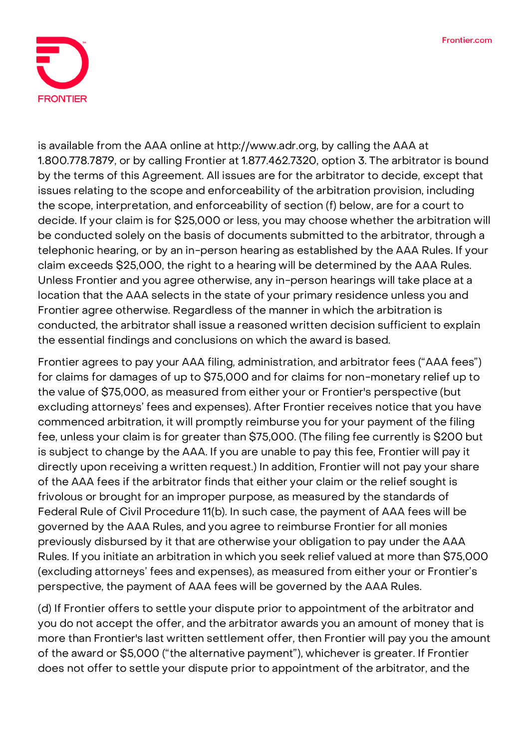is available from the AAA online at http://www.adr.org, by calling the AAA at 1.800.778.7879, or by calling Frontier at 1.877.462.7320, option 3. The arbitrator is bound by the terms of this Agreement. All issues are for the arbitrator to decide, except that issues relating to the scope and enforceability of the arbitration provision, including the scope, interpretation, and enforceability of section (f) below, are for a court to decide. If your claim is for $25,000 or less, you may choose whether the arbitration will be conducted solely on the basis of documents submitted to the arbitrator, through a telephonic hearing, or by an in-person hearing as established by the AAA Rules. If your claim exceeds $25,000, the right to a hearing will be determined by the AAA Rules. Unless Frontier and you agree otherwise, any in-person hearings will take place at a location that the AAA selects in the state of your primary residence unless you and Frontier agree otherwise. Regardless of the manner in which the arbitration is conducted, the arbitrator shall issue a reasoned written decision sufficient to explain the essential findings and conclusions on which the award is based.

Frontier agrees to pay your AAA filing, administration, and arbitrator fees ("AAA fees") for claims for damages of up to $75,000 and for claims for non-monetary relief up to the value of $75,000, as measured from either your or Frontier's perspective (but excluding attorneys' fees and expenses). After Frontier receives notice that you have commenced arbitration, it will promptly reimburse you for your payment of the filing fee, unless your claim is for greater than $75,000. (The filing fee currently is $200 but is subject to change by the AAA. If you are unable to pay this fee, Frontier will pay it directly upon receiving a written request.) In addition, Frontier will not pay your share of the AAA fees if the arbitrator finds that either your claim or the relief sought is frivolous or brought for an improper purpose, as measured by the standards of Federal Rule of Civil Procedure 11(b). In such case, the payment of AAA fees will be governed by the AAA Rules, and you agree to reimburse Frontier for all monies previously disbursed by it that are otherwise your obligation to pay under the AAA Rules. If you initiate an arbitration in which you seek relief valued at more than $75,000 (excluding attorneys' fees and expenses), as measured from either your or Frontier's perspective, the payment of AAA fees will be governed by the AAA Rules.

(d) If Frontier offers to settle your dispute prior to appointment of the arbitrator and you do not accept the offer, and the arbitrator awards you an amount of money that is more than Frontier's last written settlement offer, then Frontier will pay you the amount of the award or $5,000 ("the alternative payment"), whichever is greater. If Frontier does not offer to settle your dispute prior to appointment of the arbitrator, and the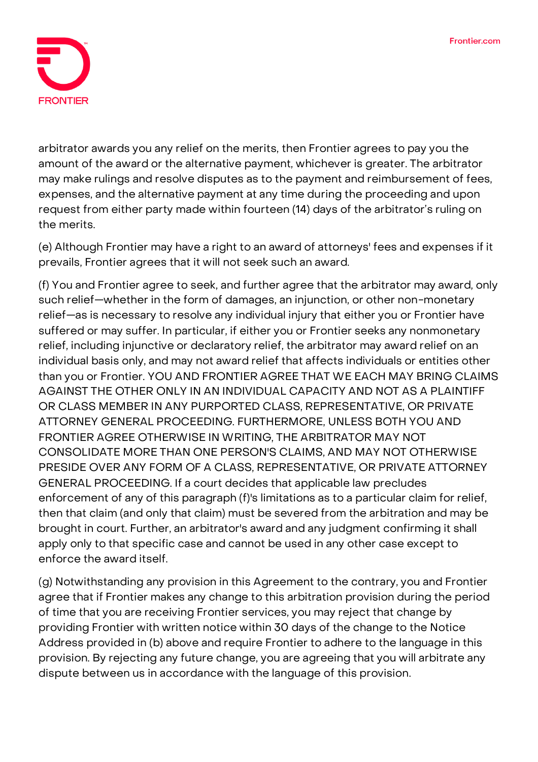arbitrator awards you any relief on the merits, then Frontier agrees to pay you the amount of the award or the alternative payment, whichever is greater. The arbitrator may make rulings and resolve disputes as to the payment and reimbursement of fees, expenses, and the alternative payment at any time during the proceeding and upon request from either party made within fourteen (14) days of the arbitrator's ruling on the merits.

(e) Although Frontier may have a right to an award of attorneys' fees and expenses if it prevails, Frontier agrees that it will not seek such an award.

(f) You and Frontier agree to seek, and further agree that the arbitrator may award, only such relief—whether in the form of damages, an injunction, or other non-monetary relief—as is necessary to resolve any individual injury that either you or Frontier have suffered or may suffer. In particular, if either you or Frontier seeks any nonmonetary relief, including injunctive or declaratory relief, the arbitrator may award relief on an individual basis only, and may not award relief that affects individuals or entities other than you or Frontier. YOU AND FRONTIER AGREE THAT WE EACH MAY BRING CLAIMS AGAINST THE OTHER ONLY IN AN INDIVIDUAL CAPACITY AND NOT AS A PLAINTIFF OR CLASS MEMBER IN ANY PURPORTED CLASS, REPRESENTATIVE, OR PRIVATE ATTORNEY GENERAL PROCEEDING. FURTHERMORE, UNLESS BOTH YOU AND FRONTIER AGREE OTHERWISE IN WRITING, THE ARBITRATOR MAY NOT CONSOLIDATE MORE THAN ONE PERSON'S CLAIMS, AND MAY NOT OTHERWISE PRESIDE OVER ANY FORM OF A CLASS, REPRESENTATIVE, OR PRIVATE ATTORNEY GENERAL PROCEEDING. If a court decides that applicable law precludes enforcement of any of this paragraph (f)'s limitations as to a particular claim for relief, then that claim (and only that claim) must be severed from the arbitration and may be brought in court. Further, an arbitrator's award and any judgment confirming it shall apply only to that specific case and cannot be used in any other case except to enforce the award itself.

(g) Notwithstanding any provision in this Agreement to the contrary, you and Frontier agree that if Frontier makes any change to this arbitration provision during the period of time that you are receiving Frontier services, you may reject that change by providing Frontier with written notice within 30 days of the change to the Notice Address provided in (b) above and require Frontier to adhere to the language in this provision. By rejecting any future change, you are agreeing that you will arbitrate any dispute between us in accordance with the language of this provision.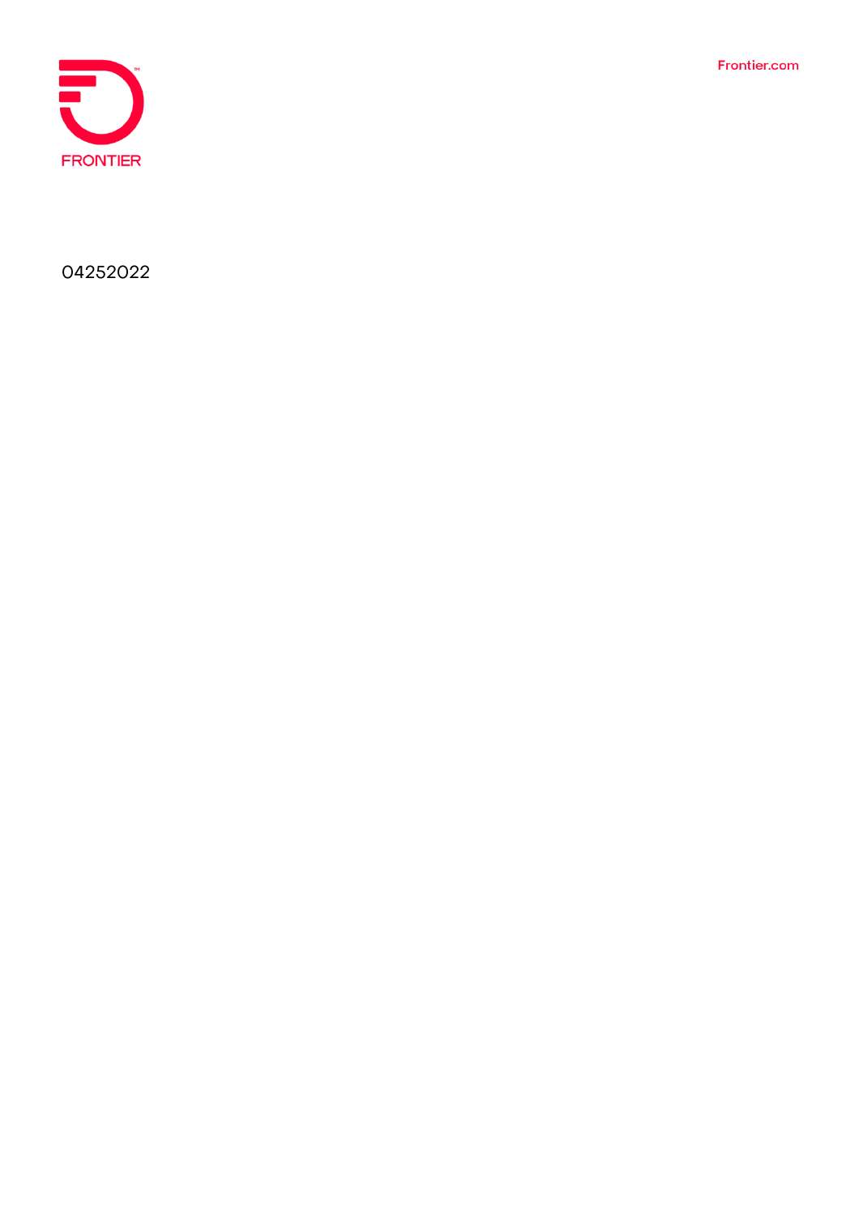FRONTIER

Frontier.com

04252022